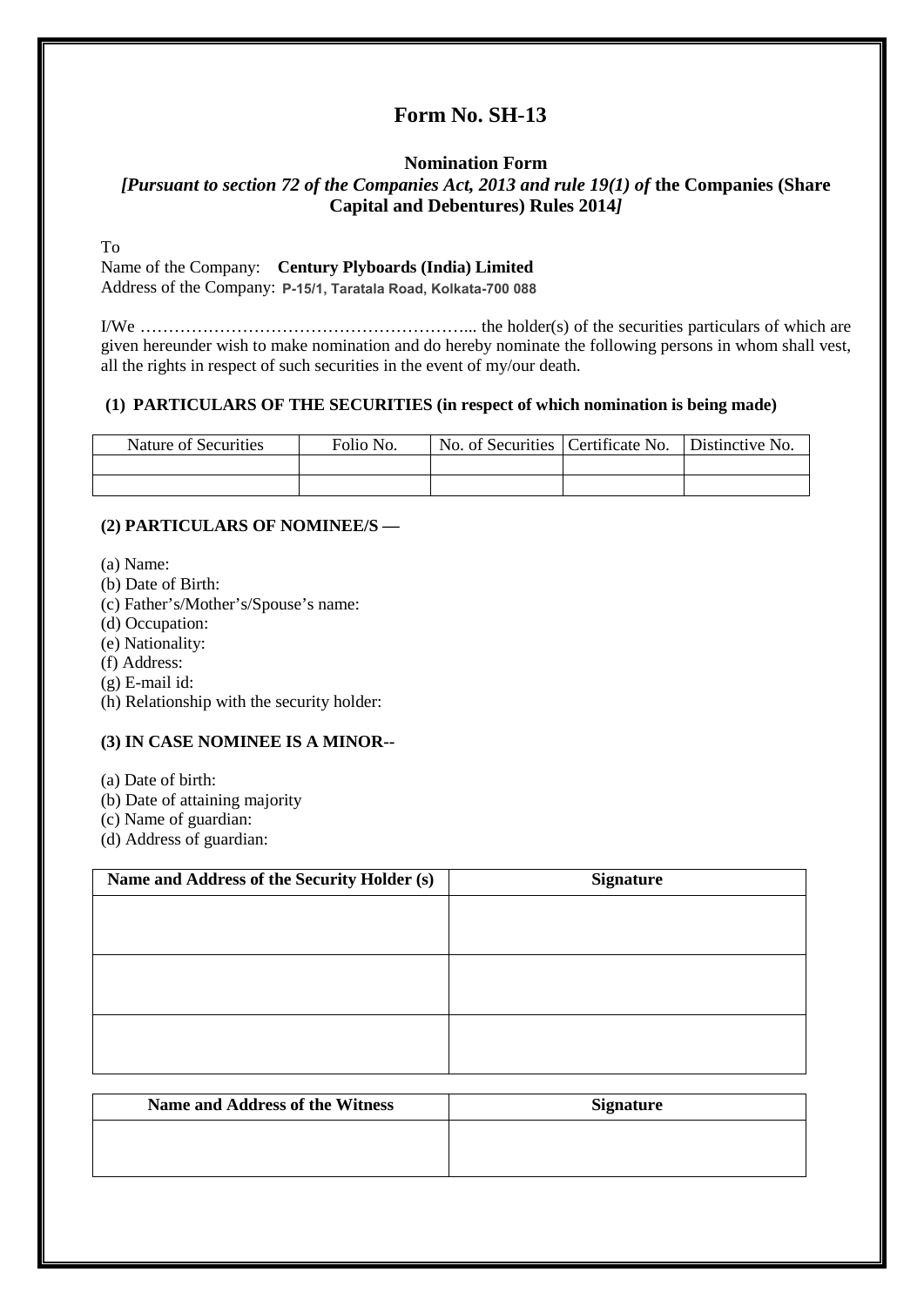# Form No. SH-13

### Nomination Form

***[Pursuant to section 72 of the Companies Act, 2013 and rule 19(1) of* the Companies (Share Capital and Debentures) Rules 2014*]***

To

Name of the Company: **Century Plyboards (India) Limited**

Address of the Company: **P-15/1, Taratala Road, Kolkata-700 088**

I/We ………………………………………………... the holder(s) of the securities particulars of which are given hereunder wish to make nomination and do hereby nominate the following persons in whom shall vest, all the rights in respect of such securities in the event of my/our death.

**(1) PARTICULARS OF THE SECURITIES (in respect of which nomination is being made)**

| Nature of Securities | Folio No. | No. of Securities | Certificate No. | Distinctive No. |
|---|---|---|---|---|
| | | | | |
| | | | | |

**(2) PARTICULARS OF NOMINEE/S —**

(a) Name:
(b) Date of Birth:
(c) Father's/Mother's/Spouse's name:
(d) Occupation:
(e) Nationality:
(f) Address:
(g) E-mail id:
(h) Relationship with the security holder:

**(3) IN CASE NOMINEE IS A MINOR--**

(a) Date of birth:
(b) Date of attaining majority
(c) Name of guardian:
(d) Address of guardian:

| Name and Address of the Security Holder (s) | Signature |
|---|---|
| | |
| | |
| | |

| Name and Address of the Witness | Signature |
|---|---|
| | |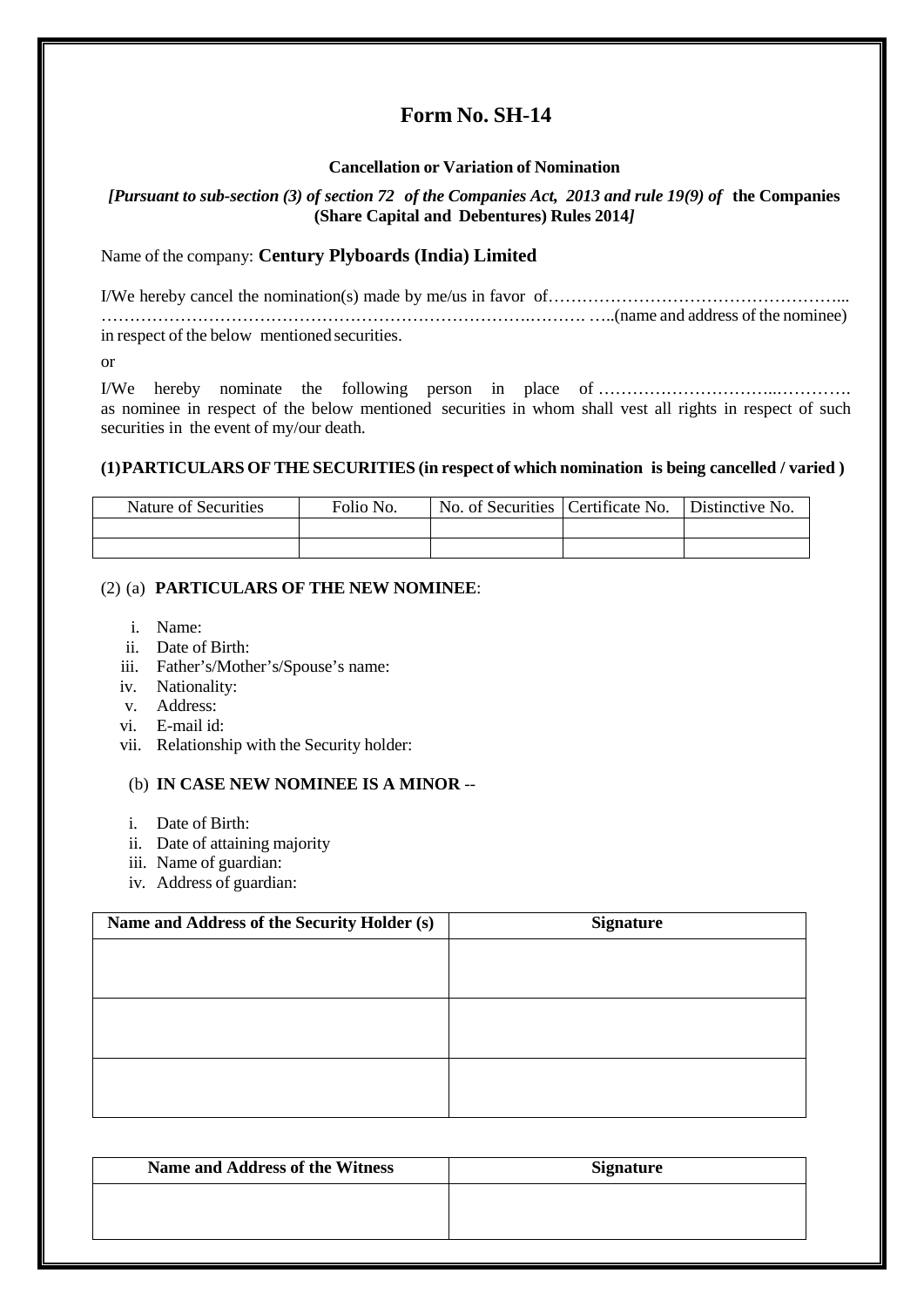# Form No. SH-14

**Cancellation or Variation of Nomination**

***[Pursuant to sub-section (3) of section 72 of the Companies Act, 2013 and rule 19(9) of* the Companies (Share Capital and Debentures) Rules 2014*]***

Name of the company: **Century Plyboards (India) Limited**

I/We hereby cancel the nomination(s) made by me/us in favor of…………………………………………………...
……………………………………………………………………….………. …..(name and address of the nominee)
in respect of the below mentioned securities.

or

I/We hereby nominate the following person in place of ………………………..…………. as nominee in respect of the below mentioned securities in whom shall vest all rights in respect of such securities in the event of my/our death.

**(1) PARTICULARS OF THE SECURITIES (in respect of which nomination is being cancelled / varied )**

| Nature of Securities | Folio No. | No. of Securities | Certificate No. | Distinctive No. |
|---|---|---|---|---|
| | | | | |
| | | | | |

(2) (a) **PARTICULARS OF THE NEW NOMINEE**:

i. Name:
ii. Date of Birth:
iii. Father's/Mother's/Spouse's name:
iv. Nationality:
v. Address:
vi. E-mail id:
vii. Relationship with the Security holder:

(b) **IN CASE NEW NOMINEE IS A MINOR** --

i. Date of Birth:
ii. Date of attaining majority
iii. Name of guardian:
iv. Address of guardian:

| Name and Address of the Security Holder (s) | Signature |
|---|---|
| | |
| | |
| | |

| Name and Address of the Witness | Signature |
|---|---|
| | |